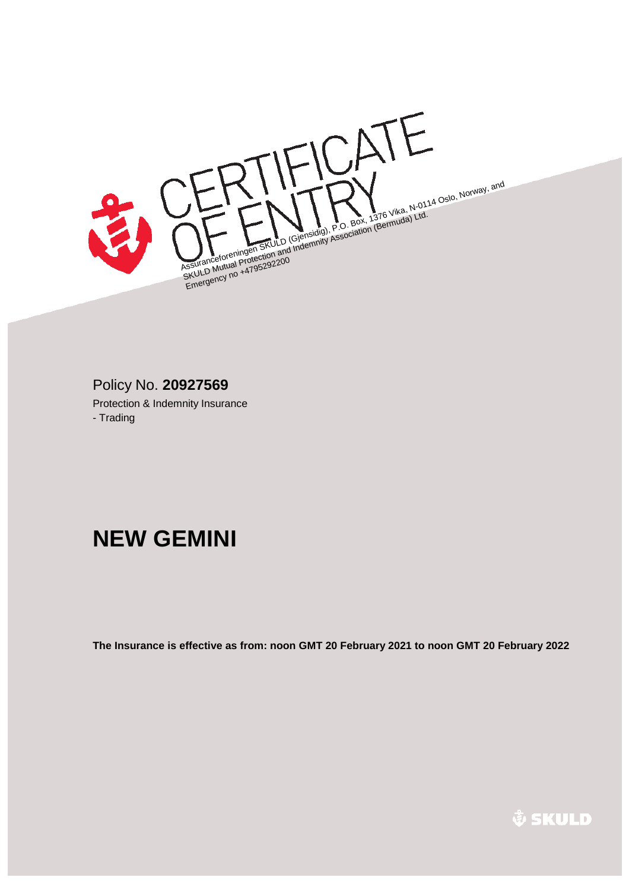# CERTIFICATE OF ENTRY

Assuranceforeningen SKULD (Gjensidig), P.O. Box, 1376 Vika, N-0114 Oslo, Norway, and
SKULD Mutual Protection and Indemnity Association (Bermuda) Ltd.
Emergency no +4795292200

Policy No. **20927569**

Protection & Indemnity Insurance
- Trading

# NEW GEMINI

**The Insurance is effective as from: noon GMT 20 February 2021 to noon GMT 20 February 2022**

SKULD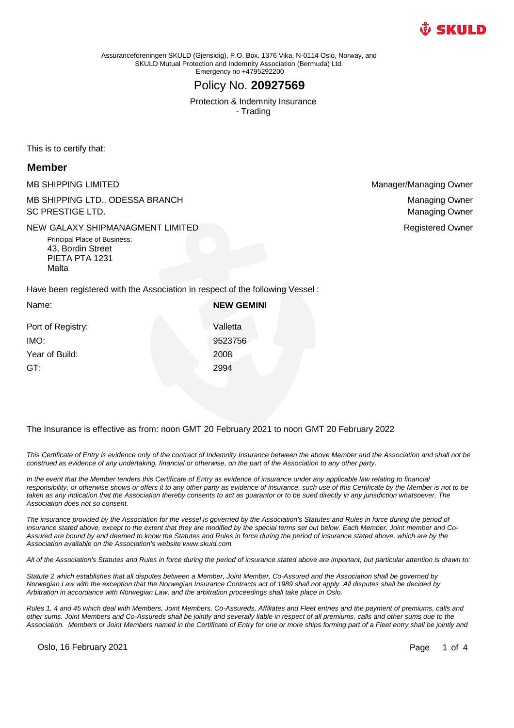Assuranceforeningen SKULD (Gjensidig), P.O. Box, 1376 Vika, N-0114 Oslo, Norway, and
SKULD Mutual Protection and Indemnity Association (Bermuda) Ltd.
Emergency no +4795292200

# Policy No. **20927569**

Protection & Indemnity Insurance
- Trading

This is to certify that:

## Member

| | |
|---|---|
| MB SHIPPING LIMITED | Manager/Managing Owner |
| MB SHIPPING LTD., ODESSA BRANCH | Managing Owner |
| SC PRESTIGE LTD. | Managing Owner |
| NEW GALAXY SHIPMANAGMENT LIMITED | Registered Owner |

Principal Place of Business:
43, Bordin Street
PIETA PTA 1231
Malta

Have been registered with the Association in respect of the following Vessel :

| | |
|---|---|
| Name: | **NEW GEMINI** |
| Port of Registry: | Valletta |
| IMO: | 9523756 |
| Year of Build: | 2008 |
| GT: | 2994 |

The Insurance is effective as from: noon GMT 20 February 2021 to noon GMT 20 February 2022

*This Certificate of Entry is evidence only of the contract of Indemnity Insurance between the above Member and the Association and shall not be construed as evidence of any undertaking, financial or otherwise, on the part of the Association to any other party.*

*In the event that the Member tenders this Certificate of Entry as evidence of insurance under any applicable law relating to financial responsibility, or otherwise shows or offers it to any other party as evidence of insurance, such use of this Certificate by the Member is not to be taken as any indication that the Association thereby consents to act as guarantor or to be sued directly in any jurisdiction whatsoever. The Association does not so consent.*

*The insurance provided by the Association for the vessel is governed by the Association's Statutes and Rules in force during the period of insurance stated above, except to the extent that they are modified by the special terms set out below. Each Member, Joint member and Co-Assured are bound by and deemed to know the Statutes and Rules in force during the period of insurance stated above, which are by the Association available on the Association's website www.skuld.com.*

*All of the Association's Statutes and Rules in force during the period of insurance stated above are important, but particular attention is drawn to:*

*Statute 2 which establishes that all disputes between a Member, Joint Member, Co-Assured and the Association shall be governed by Norwegian Law with the exception that the Norwegian Insurance Contracts act of 1989 shall not apply. All disputes shall be decided by Arbitration in accordance with Norwegian Law, and the arbitration proceedings shall take place in Oslo.*

*Rules 1, 4 and 45 which deal with Members, Joint Members, Co-Assureds, Affiliates and Fleet entries and the payment of premiums, calls and other sums. Joint Members and Co-Assureds shall be jointly and severally liable in respect of all premiums, calls and other sums due to the Association. Members or Joint Members named in the Certificate of Entry for one or more ships forming part of a Fleet entry shall be jointly and*

Oslo, 16 February 2021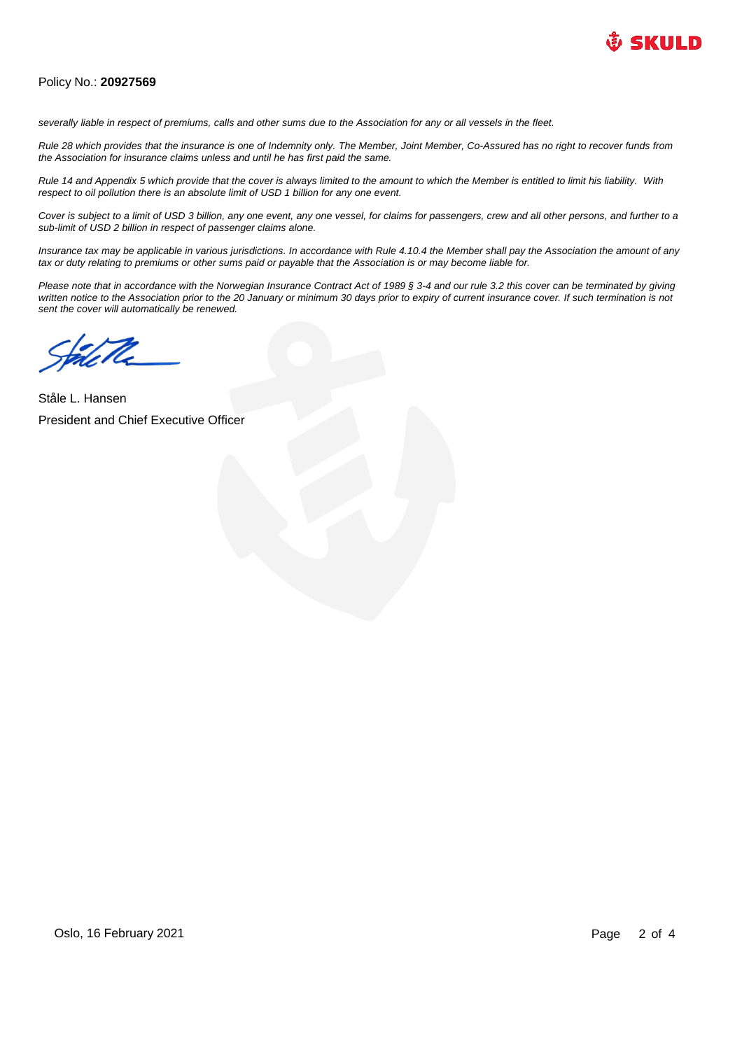Policy No.: **20927569**

*severally liable in respect of premiums, calls and other sums due to the Association for any or all vessels in the fleet.*

*Rule 28 which provides that the insurance is one of Indemnity only. The Member, Joint Member, Co-Assured has no right to recover funds from the Association for insurance claims unless and until he has first paid the same.*

*Rule 14 and Appendix 5 which provide that the cover is always limited to the amount to which the Member is entitled to limit his liability. With respect to oil pollution there is an absolute limit of USD 1 billion for any one event.*

*Cover is subject to a limit of USD 3 billion, any one event, any one vessel, for claims for passengers, crew and all other persons, and further to a sub-limit of USD 2 billion in respect of passenger claims alone.*

*Insurance tax may be applicable in various jurisdictions. In accordance with Rule 4.10.4 the Member shall pay the Association the amount of any tax or duty relating to premiums or other sums paid or payable that the Association is or may become liable for.*

*Please note that in accordance with the Norwegian Insurance Contract Act of 1989 § 3-4 and our rule 3.2 this cover can be terminated by giving written notice to the Association prior to the 20 January or minimum 30 days prior to expiry of current insurance cover. If such termination is not sent the cover will automatically be renewed.*

Ståle L. Hansen
President and Chief Executive Officer

Oslo, 16 February 2021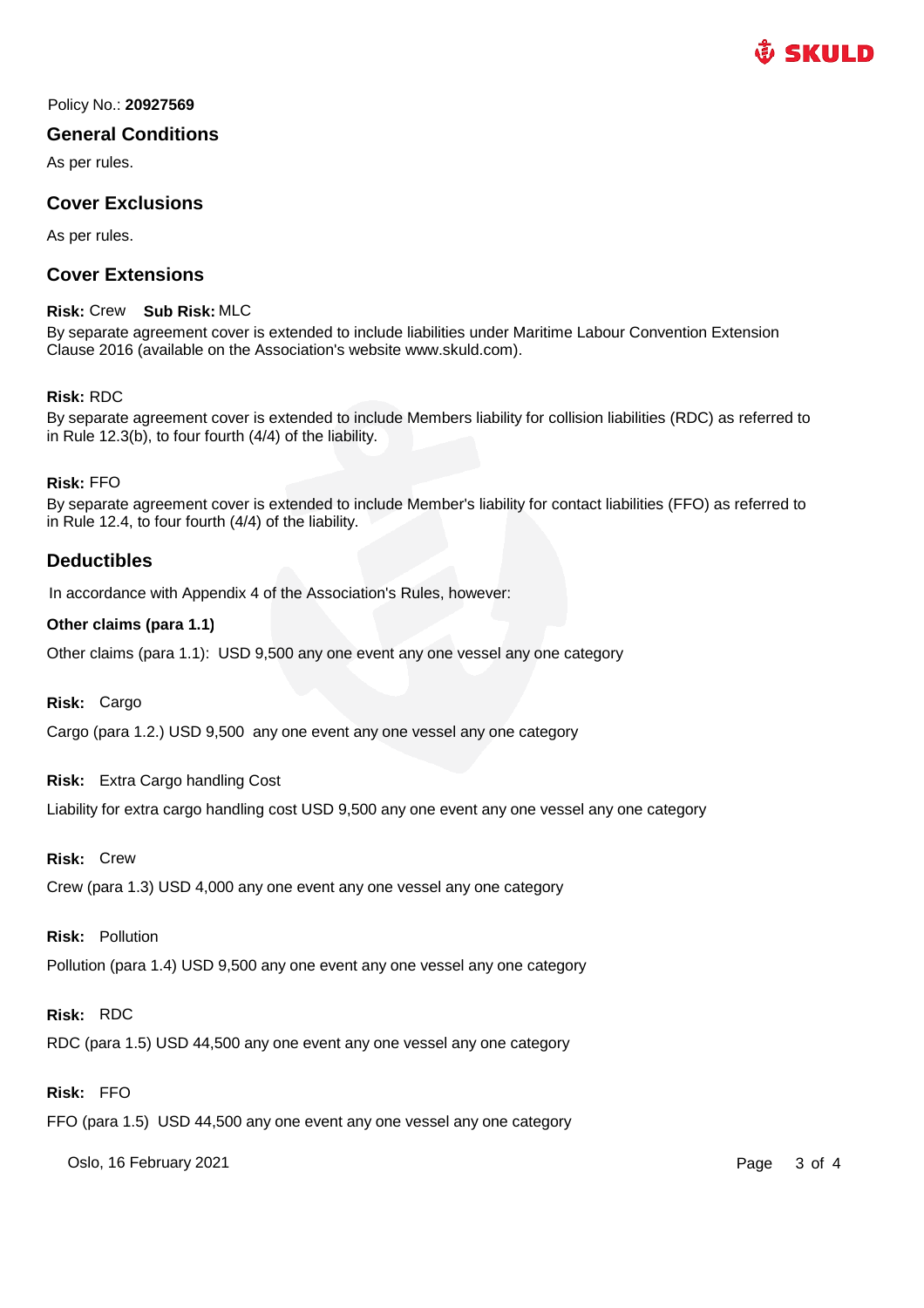Policy No.: **20927569**

## General Conditions

As per rules.

## Cover Exclusions

As per rules.

## Cover Extensions

**Risk:** Crew **Sub Risk:** MLC

By separate agreement cover is extended to include liabilities under Maritime Labour Convention Extension Clause 2016 (available on the Association's website www.skuld.com).

**Risk:** RDC

By separate agreement cover is extended to include Members liability for collision liabilities (RDC) as referred to in Rule 12.3(b), to four fourth (4/4) of the liability.

**Risk:** FFO

By separate agreement cover is extended to include Member's liability for contact liabilities (FFO) as referred to in Rule 12.4, to four fourth (4/4) of the liability.

## Deductibles

In accordance with Appendix 4 of the Association's Rules, however:

**Other claims (para 1.1)**

Other claims (para 1.1): USD 9,500 any one event any one vessel any one category

**Risk:** Cargo

Cargo (para 1.2.) USD 9,500 any one event any one vessel any one category

**Risk:** Extra Cargo handling Cost

Liability for extra cargo handling cost USD 9,500 any one event any one vessel any one category

**Risk:** Crew

Crew (para 1.3) USD 4,000 any one event any one vessel any one category

**Risk:** Pollution

Pollution (para 1.4) USD 9,500 any one event any one vessel any one category

**Risk:** RDC

RDC (para 1.5) USD 44,500 any one event any one vessel any one category

**Risk:** FFO

FFO (para 1.5) USD 44,500 any one event any one vessel any one category

Oslo, 16 February 2021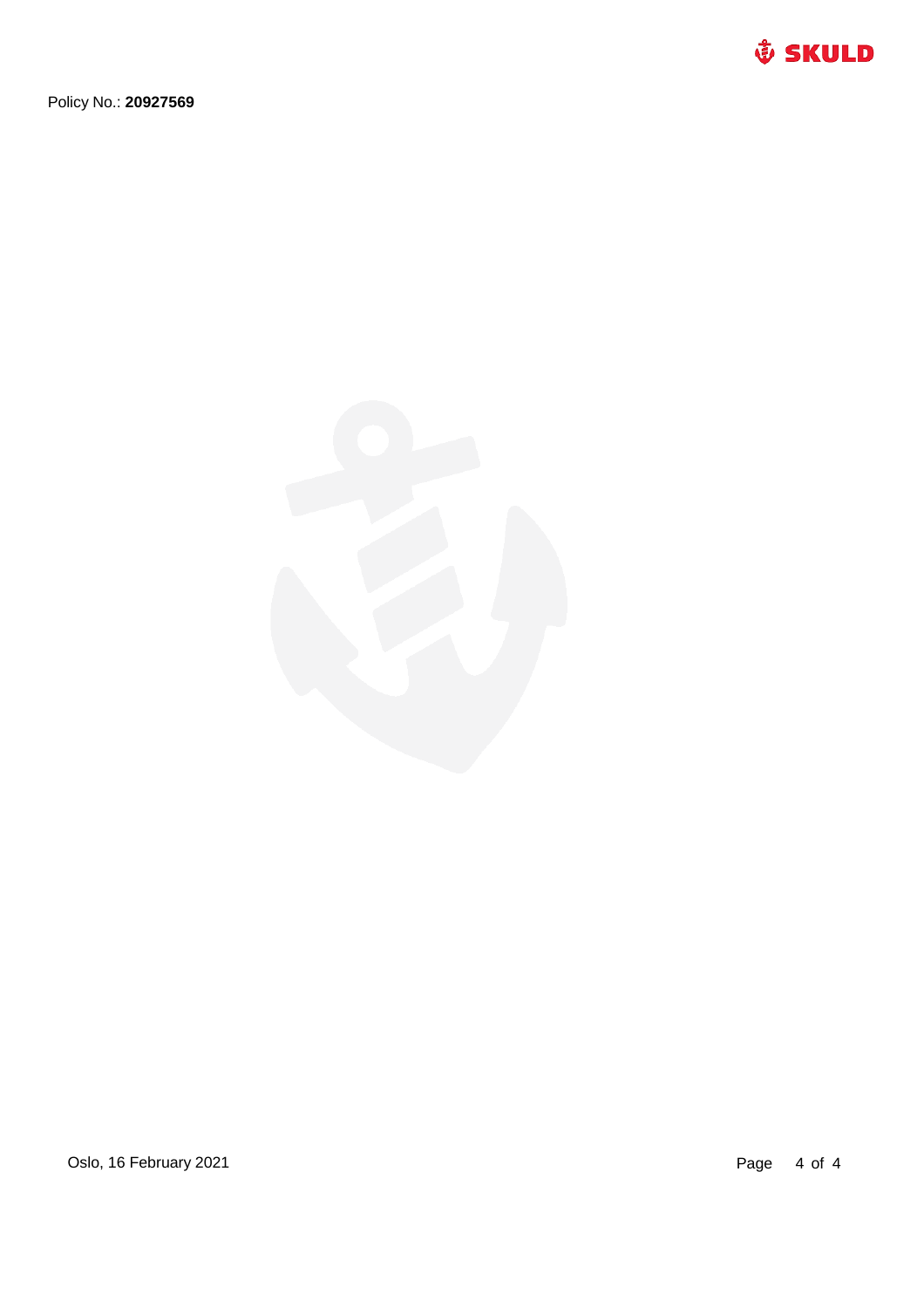Policy No.: **20927569**

Oslo, 16 February 2021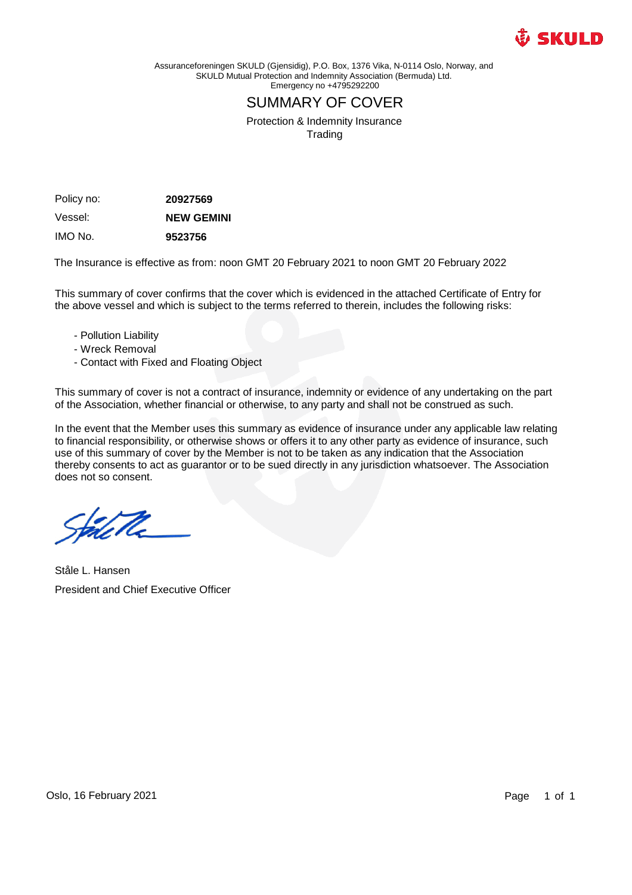SKULD

Assuranceforeningen SKULD (Gjensidig), P.O. Box, 1376 Vika, N-0114 Oslo, Norway, and SKULD Mutual Protection and Indemnity Association (Bermuda) Ltd.
Emergency no +4795292200

# SUMMARY OF COVER

Protection & Indemnity Insurance
Trading

| | |
|---|---|
| Policy no: | **20927569** |
| Vessel: | **NEW GEMINI** |
| IMO No. | **9523756** |

The Insurance is effective as from: noon GMT 20 February 2021 to noon GMT 20 February 2022

This summary of cover confirms that the cover which is evidenced in the attached Certificate of Entry for the above vessel and which is subject to the terms referred to therein, includes the following risks:

- Pollution Liability
- Wreck Removal
- Contact with Fixed and Floating Object

This summary of cover is not a contract of insurance, indemnity or evidence of any undertaking on the part of the Association, whether financial or otherwise, to any party and shall not be construed as such.

In the event that the Member uses this summary as evidence of insurance under any applicable law relating to financial responsibility, or otherwise shows or offers it to any other party as evidence of insurance, such use of this summary of cover by the Member is not to be taken as any indication that the Association thereby consents to act as guarantor or to be sued directly in any jurisdiction whatsoever. The Association does not so consent.

Ståle L. Hansen
President and Chief Executive Officer

Oslo, 16 February 2021